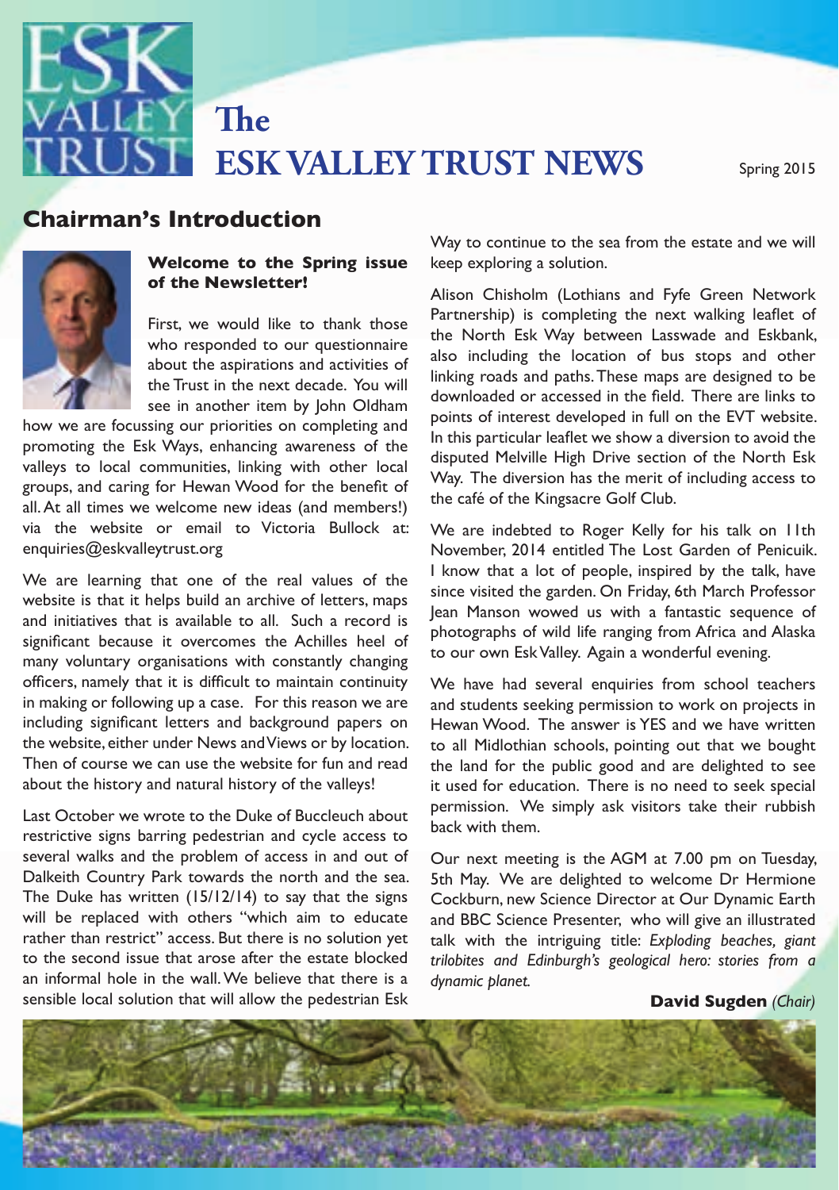# The ESK VALLEY TRUST NEWS

Spring 2015

## Chairman's Introduction

**Welcome to the Spring issue of the Newsletter!**

First, we would like to thank those who responded to our questionnaire about the aspirations and activities of the Trust in the next decade. You will see in another item by John Oldham how we are focussing our priorities on completing and promoting the Esk Ways, enhancing awareness of the valleys to local communities, linking with other local groups, and caring for Hewan Wood for the benefit of all. At all times we welcome new ideas (and members!) via the website or email to Victoria Bullock at: enquiries@eskvalleytrust.org

We are learning that one of the real values of the website is that it helps build an archive of letters, maps and initiatives that is available to all. Such a record is significant because it overcomes the Achilles heel of many voluntary organisations with constantly changing officers, namely that it is difficult to maintain continuity in making or following up a case. For this reason we are including significant letters and background papers on the website, either under News and Views or by location. Then of course we can use the website for fun and read about the history and natural history of the valleys!

Last October we wrote to the Duke of Buccleuch about restrictive signs barring pedestrian and cycle access to several walks and the problem of access in and out of Dalkeith Country Park towards the north and the sea. The Duke has written (15/12/14) to say that the signs will be replaced with others "which aim to educate rather than restrict" access. But there is no solution yet to the second issue that arose after the estate blocked an informal hole in the wall. We believe that there is a sensible local solution that will allow the pedestrian Esk Way to continue to the sea from the estate and we will keep exploring a solution.

Alison Chisholm (Lothians and Fyfe Green Network Partnership) is completing the next walking leaflet of the North Esk Way between Lasswade and Eskbank, also including the location of bus stops and other linking roads and paths. These maps are designed to be downloaded or accessed in the field. There are links to points of interest developed in full on the EVT website. In this particular leaflet we show a diversion to avoid the disputed Melville High Drive section of the North Esk Way. The diversion has the merit of including access to the café of the Kingsacre Golf Club.

We are indebted to Roger Kelly for his talk on 11th November, 2014 entitled The Lost Garden of Penicuik. I know that a lot of people, inspired by the talk, have since visited the garden. On Friday, 6th March Professor Jean Manson wowed us with a fantastic sequence of photographs of wild life ranging from Africa and Alaska to our own Esk Valley. Again a wonderful evening.

We have had several enquiries from school teachers and students seeking permission to work on projects in Hewan Wood. The answer is YES and we have written to all Midlothian schools, pointing out that we bought the land for the public good and are delighted to see it used for education. There is no need to seek special permission. We simply ask visitors take their rubbish back with them.

Our next meeting is the AGM at 7.00 pm on Tuesday, 5th May. We are delighted to welcome Dr Hermione Cockburn, new Science Director at Our Dynamic Earth and BBC Science Presenter, who will give an illustrated talk with the intriguing title: *Exploding beaches, giant trilobites and Edinburgh's geological hero: stories from a dynamic planet.*

**David Sugden** *(Chair)*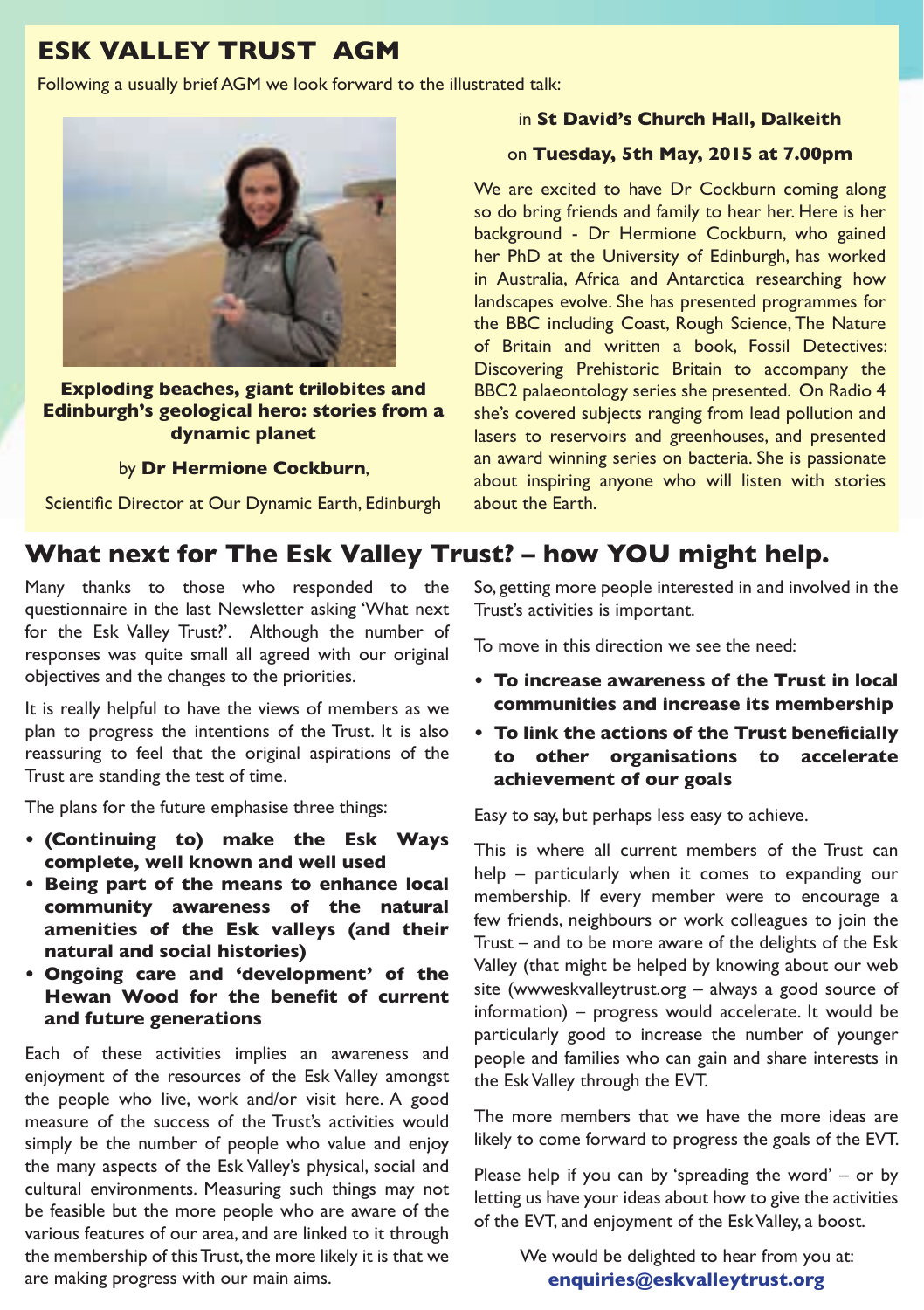## ESK VALLEY TRUST AGM

Following a usually brief AGM we look forward to the illustrated talk:

**Exploding beaches, giant trilobites and Edinburgh's geological hero: stories from a dynamic planet**

by **Dr Hermione Cockburn**,

Scientific Director at Our Dynamic Earth, Edinburgh

in **St David's Church Hall, Dalkeith**

on **Tuesday, 5th May, 2015 at 7.00pm**

We are excited to have Dr Cockburn coming along so do bring friends and family to hear her. Here is her background - Dr Hermione Cockburn, who gained her PhD at the University of Edinburgh, has worked in Australia, Africa and Antarctica researching how landscapes evolve. She has presented programmes for the BBC including Coast, Rough Science, The Nature of Britain and written a book, Fossil Detectives: Discovering Prehistoric Britain to accompany the BBC2 palaeontology series she presented. On Radio 4 she's covered subjects ranging from lead pollution and lasers to reservoirs and greenhouses, and presented an award winning series on bacteria. She is passionate about inspiring anyone who will listen with stories about the Earth.

## What next for The Esk Valley Trust? – how YOU might help.

Many thanks to those who responded to the questionnaire in the last Newsletter asking 'What next for the Esk Valley Trust?'. Although the number of responses was quite small all agreed with our original objectives and the changes to the priorities.

It is really helpful to have the views of members as we plan to progress the intentions of the Trust. It is also reassuring to feel that the original aspirations of the Trust are standing the test of time.

The plans for the future emphasise three things:

- **(Continuing to) make the Esk Ways complete, well known and well used**
- **Being part of the means to enhance local community awareness of the natural amenities of the Esk valleys (and their natural and social histories)**
- **Ongoing care and 'development' of the Hewan Wood for the benefit of current and future generations**

Each of these activities implies an awareness and enjoyment of the resources of the Esk Valley amongst the people who live, work and/or visit here. A good measure of the success of the Trust's activities would simply be the number of people who value and enjoy the many aspects of the Esk Valley's physical, social and cultural environments. Measuring such things may not be feasible but the more people who are aware of the various features of our area, and are linked to it through the membership of this Trust, the more likely it is that we are making progress with our main aims.

So, getting more people interested in and involved in the Trust's activities is important.

To move in this direction we see the need:

- **To increase awareness of the Trust in local communities and increase its membership**
- **To link the actions of the Trust beneficially to other organisations to accelerate achievement of our goals**

Easy to say, but perhaps less easy to achieve.

This is where all current members of the Trust can help – particularly when it comes to expanding our membership. If every member were to encourage a few friends, neighbours or work colleagues to join the Trust – and to be more aware of the delights of the Esk Valley (that might be helped by knowing about our web site (wwweskvalleytrust.org – always a good source of information) – progress would accelerate. It would be particularly good to increase the number of younger people and families who can gain and share interests in the Esk Valley through the EVT.

The more members that we have the more ideas are likely to come forward to progress the goals of the EVT.

Please help if you can by 'spreading the word' – or by letting us have your ideas about how to give the activities of the EVT, and enjoyment of the Esk Valley, a boost.

We would be delighted to hear from you at:
**enquiries@eskvalleytrust.org**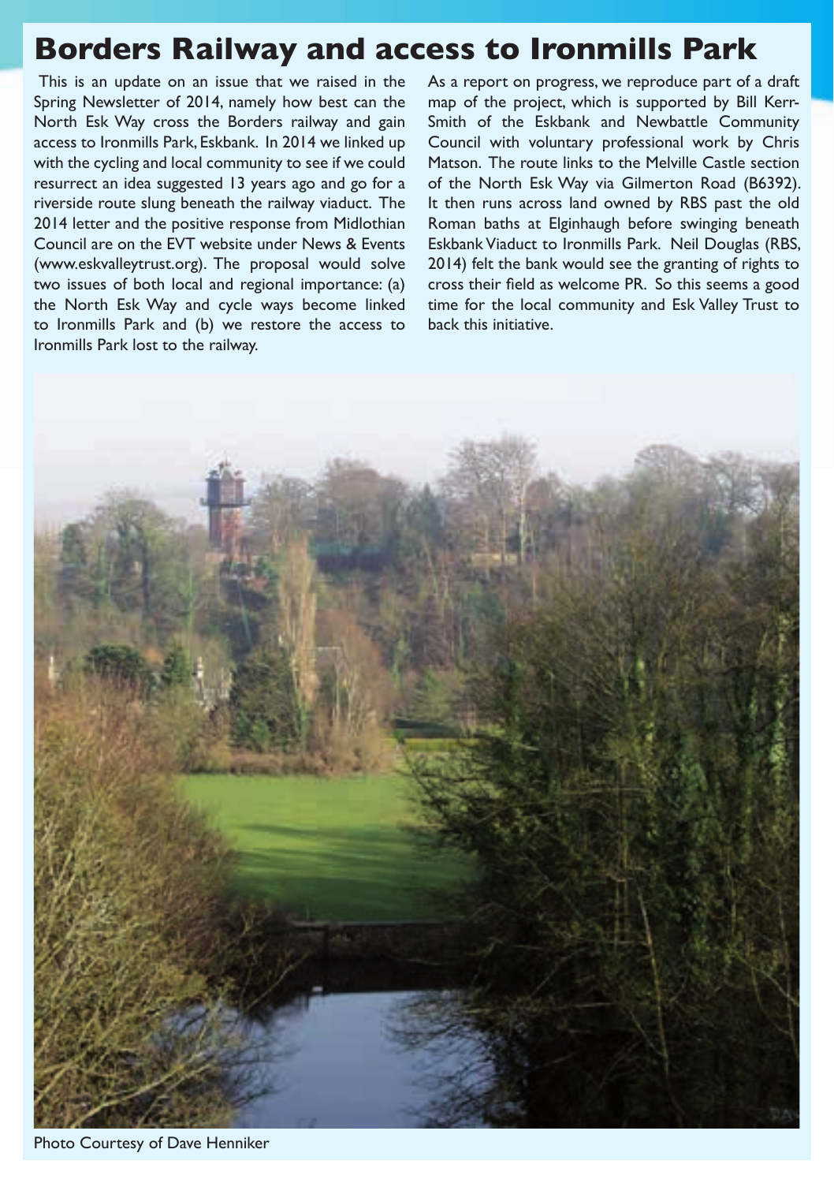# Borders Railway and access to Ironmills Park

This is an update on an issue that we raised in the Spring Newsletter of 2014, namely how best can the North Esk Way cross the Borders railway and gain access to Ironmills Park, Eskbank. In 2014 we linked up with the cycling and local community to see if we could resurrect an idea suggested 13 years ago and go for a riverside route slung beneath the railway viaduct. The 2014 letter and the positive response from Midlothian Council are on the EVT website under News & Events (www.eskvalleytrust.org). The proposal would solve two issues of both local and regional importance: (a) the North Esk Way and cycle ways become linked to Ironmills Park and (b) we restore the access to Ironmills Park lost to the railway.

As a report on progress, we reproduce part of a draft map of the project, which is supported by Bill Kerr-Smith of the Eskbank and Newbattle Community Council with voluntary professional work by Chris Matson. The route links to the Melville Castle section of the North Esk Way via Gilmerton Road (B6392). It then runs across land owned by RBS past the old Roman baths at Elginhaugh before swinging beneath Eskbank Viaduct to Ironmills Park. Neil Douglas (RBS, 2014) felt the bank would see the granting of rights to cross their field as welcome PR. So this seems a good time for the local community and Esk Valley Trust to back this initiative.

Photo Courtesy of Dave Henniker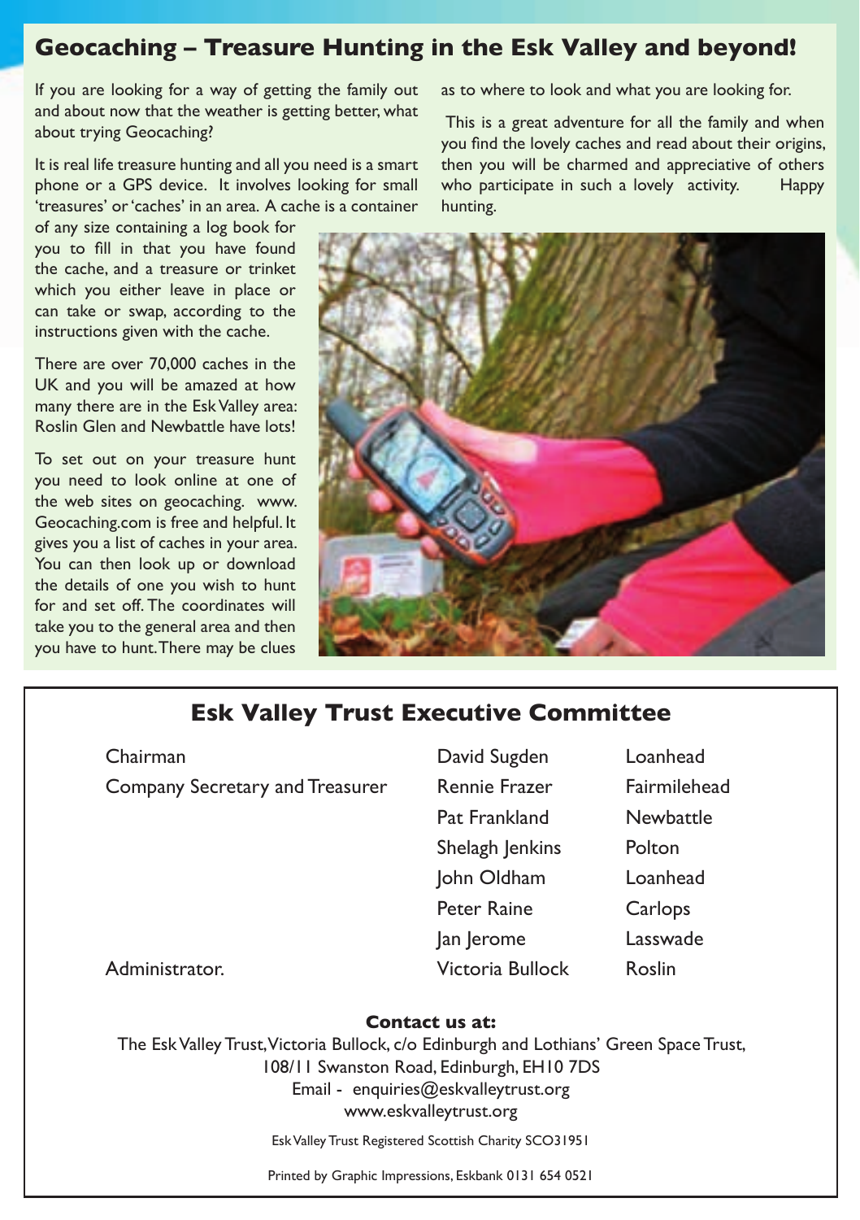## Geocaching – Treasure Hunting in the Esk Valley and beyond!

If you are looking for a way of getting the family out and about now that the weather is getting better, what about trying Geocaching?

It is real life treasure hunting and all you need is a smart phone or a GPS device. It involves looking for small 'treasures' or 'caches' in an area. A cache is a container of any size containing a log book for you to fill in that you have found the cache, and a treasure or trinket which you either leave in place or can take or swap, according to the instructions given with the cache.

There are over 70,000 caches in the UK and you will be amazed at how many there are in the Esk Valley area: Roslin Glen and Newbattle have lots!

To set out on your treasure hunt you need to look online at one of the web sites on geocaching. www.Geocaching.com is free and helpful. It gives you a list of caches in your area. You can then look up or download the details of one you wish to hunt for and set off. The coordinates will take you to the general area and then you have to hunt. There may be clues as to where to look and what you are looking for.

This is a great adventure for all the family and when you find the lovely caches and read about their origins, then you will be charmed and appreciative of others who participate in such a lovely activity. Happy hunting.

## Esk Valley Trust Executive Committee

| | | |
|---|---|---|
| Chairman | David Sugden | Loanhead |
| Company Secretary and Treasurer | Rennie Frazer | Fairmilehead |
| | Pat Frankland | Newbattle |
| | Shelagh Jenkins | Polton |
| | John Oldham | Loanhead |
| | Peter Raine | Carlops |
| | Jan Jerome | Lasswade |
| Administrator. | Victoria Bullock | Roslin |

**Contact us at:**

The Esk Valley Trust, Victoria Bullock, c/o Edinburgh and Lothians' Green Space Trust,
108/11 Swanston Road, Edinburgh, EH10 7DS
Email - enquiries@eskvalleytrust.org
www.eskvalleytrust.org

Esk Valley Trust Registered Scottish Charity SCO31951

Printed by Graphic Impressions, Eskbank 0131 654 0521